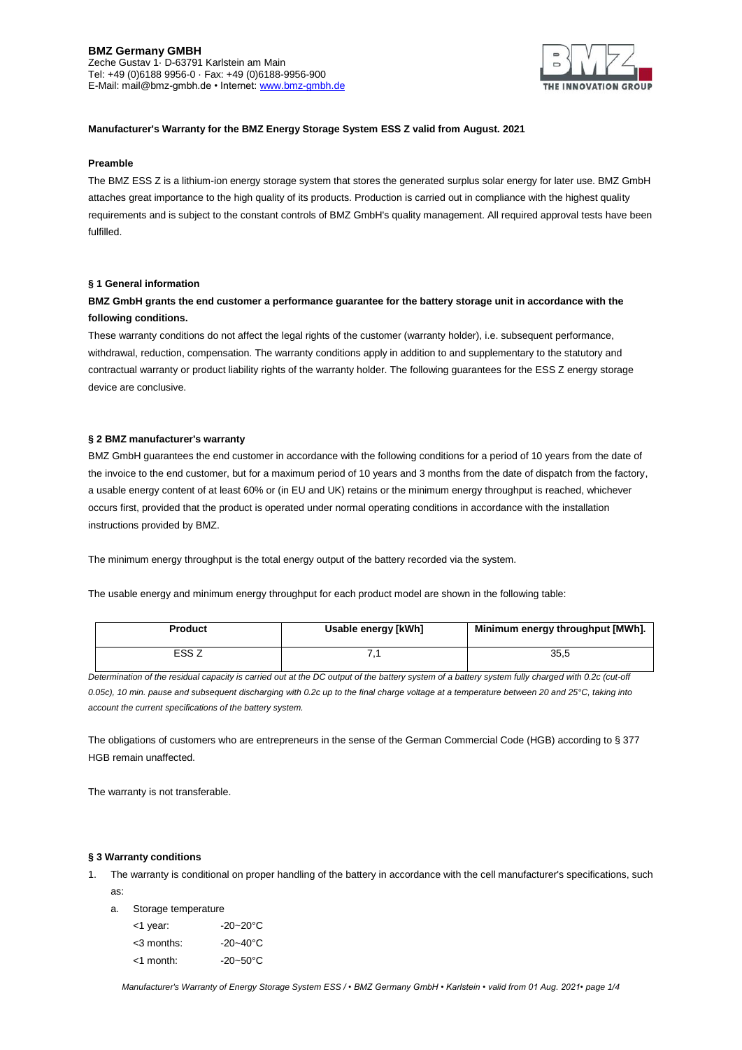**BMZ Germany GMBH**
Zeche Gustav 1· D-63791 Karlstein am Main
Tel: +49 (0)6188 9956-0 · Fax: +49 (0)6188-9956-900
E-Mail: mail@bmz-gmbh.de • Internet: www.bmz-gmbh.de

**Manufacturer's Warranty for the BMZ Energy Storage System ESS Z valid from August. 2021**

**Preamble**

The BMZ ESS Z is a lithium-ion energy storage system that stores the generated surplus solar energy for later use. BMZ GmbH attaches great importance to the high quality of its products. Production is carried out in compliance with the highest quality requirements and is subject to the constant controls of BMZ GmbH's quality management. All required approval tests have been fulfilled.

**§ 1 General information**

**BMZ GmbH grants the end customer a performance guarantee for the battery storage unit in accordance with the following conditions.**

These warranty conditions do not affect the legal rights of the customer (warranty holder), i.e. subsequent performance, withdrawal, reduction, compensation. The warranty conditions apply in addition to and supplementary to the statutory and contractual warranty or product liability rights of the warranty holder. The following guarantees for the ESS Z energy storage device are conclusive.

**§ 2 BMZ manufacturer's warranty**

BMZ GmbH guarantees the end customer in accordance with the following conditions for a period of 10 years from the date of the invoice to the end customer, but for a maximum period of 10 years and 3 months from the date of dispatch from the factory, a usable energy content of at least 60% or (in EU and UK) retains or the minimum energy throughput is reached, whichever occurs first, provided that the product is operated under normal operating conditions in accordance with the installation instructions provided by BMZ.

The minimum energy throughput is the total energy output of the battery recorded via the system.

The usable energy and minimum energy throughput for each product model are shown in the following table:

| Product | Usable energy [kWh] | Minimum energy throughput [MWh]. |
|---|---|---|
| ESS Z | 7,1 | 35,5 |

*Determination of the residual capacity is carried out at the DC output of the battery system of a battery system fully charged with 0.2c (cut-off 0.05c), 10 min. pause and subsequent discharging with 0.2c up to the final charge voltage at a temperature between 20 and 25°C, taking into account the current specifications of the battery system.*

The obligations of customers who are entrepreneurs in the sense of the German Commercial Code (HGB) according to § 377 HGB remain unaffected.

The warranty is not transferable.

**§ 3 Warranty conditions**

1. The warranty is conditional on proper handling of the battery in accordance with the cell manufacturer's specifications, such as:
   a. Storage temperature

      | | |
      |---|---|
      | <1 year: | -20~20°C |
      | <3 months: | -20~40°C |
      | <1 month: | -20~50°C |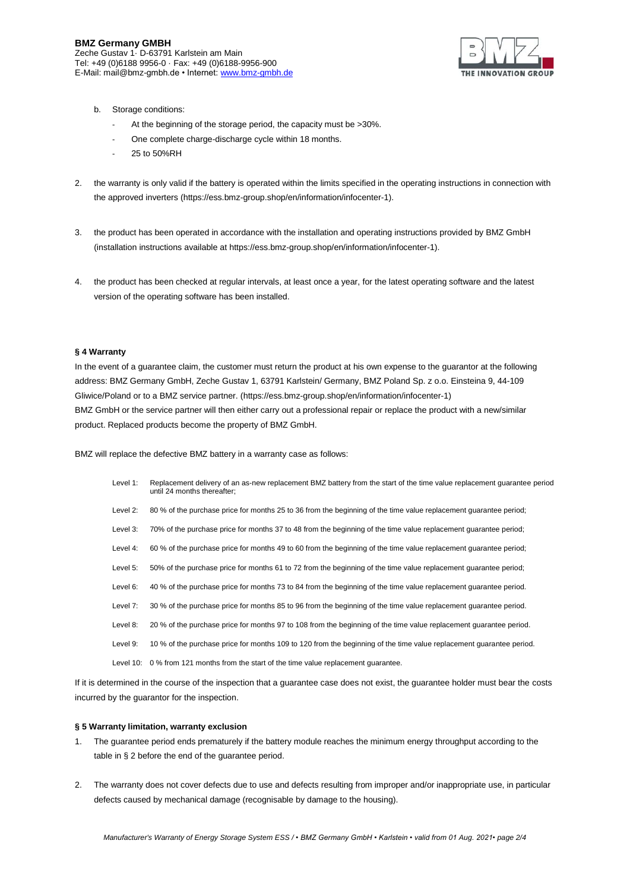b. Storage conditions:
   - At the beginning of the storage period, the capacity must be >30%.
   - One complete charge-discharge cycle within 18 months.
   - 25 to 50%RH

2. the warranty is only valid if the battery is operated within the limits specified in the operating instructions in connection with the approved inverters (https://ess.bmz-group.shop/en/information/infocenter-1).

3. the product has been operated in accordance with the installation and operating instructions provided by BMZ GmbH (installation instructions available at https://ess.bmz-group.shop/en/information/infocenter-1).

4. the product has been checked at regular intervals, at least once a year, for the latest operating software and the latest version of the operating software has been installed.

**§ 4 Warranty**

In the event of a guarantee claim, the customer must return the product at his own expense to the guarantor at the following address: BMZ Germany GmbH, Zeche Gustav 1, 63791 Karlstein/ Germany, BMZ Poland Sp. z o.o. Einsteina 9, 44-109 Gliwice/Poland or to a BMZ service partner. (https://ess.bmz-group.shop/en/information/infocenter-1)
BMZ GmbH or the service partner will then either carry out a professional repair or replace the product with a new/similar product. Replaced products become the property of BMZ GmbH.

BMZ will replace the defective BMZ battery in a warranty case as follows:

| | |
|---|---|
| Level 1: | Replacement delivery of an as-new replacement BMZ battery from the start of the time value replacement guarantee period until 24 months thereafter; |
| Level 2: | 80 % of the purchase price for months 25 to 36 from the beginning of the time value replacement guarantee period; |
| Level 3: | 70% of the purchase price for months 37 to 48 from the beginning of the time value replacement guarantee period; |
| Level 4: | 60 % of the purchase price for months 49 to 60 from the beginning of the time value replacement guarantee period; |
| Level 5: | 50% of the purchase price for months 61 to 72 from the beginning of the time value replacement guarantee period; |
| Level 6: | 40 % of the purchase price for months 73 to 84 from the beginning of the time value replacement guarantee period. |
| Level 7: | 30 % of the purchase price for months 85 to 96 from the beginning of the time value replacement guarantee period. |
| Level 8: | 20 % of the purchase price for months 97 to 108 from the beginning of the time value replacement guarantee period. |
| Level 9: | 10 % of the purchase price for months 109 to 120 from the beginning of the time value replacement guarantee period. |
| Level 10: | 0 % from 121 months from the start of the time value replacement guarantee. |

If it is determined in the course of the inspection that a guarantee case does not exist, the guarantee holder must bear the costs incurred by the guarantor for the inspection.

**§ 5 Warranty limitation, warranty exclusion**

1. The guarantee period ends prematurely if the battery module reaches the minimum energy throughput according to the table in § 2 before the end of the guarantee period.

2. The warranty does not cover defects due to use and defects resulting from improper and/or inappropriate use, in particular defects caused by mechanical damage (recognisable by damage to the housing).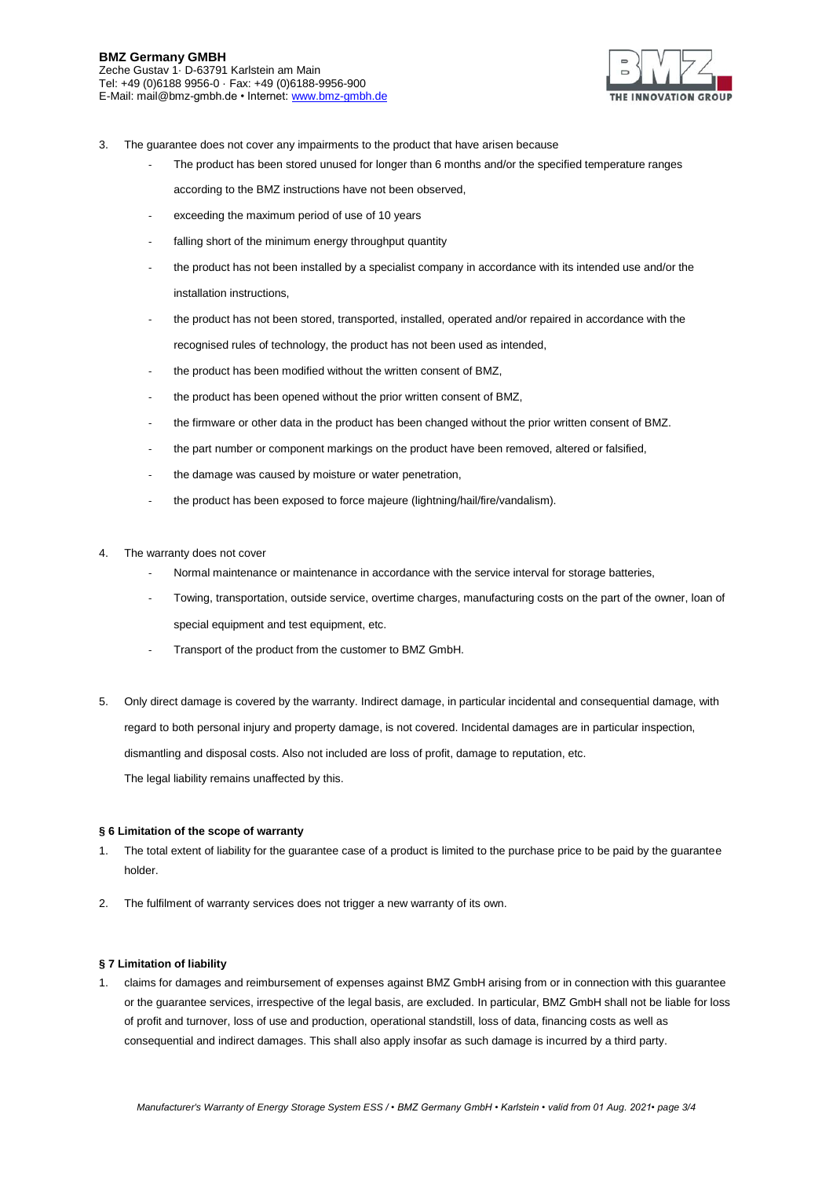3. The guarantee does not cover any impairments to the product that have arisen because
   - The product has been stored unused for longer than 6 months and/or the specified temperature ranges according to the BMZ instructions have not been observed,
   - exceeding the maximum period of use of 10 years
   - falling short of the minimum energy throughput quantity
   - the product has not been installed by a specialist company in accordance with its intended use and/or the installation instructions,
   - the product has not been stored, transported, installed, operated and/or repaired in accordance with the recognised rules of technology, the product has not been used as intended,
   - the product has been modified without the written consent of BMZ,
   - the product has been opened without the prior written consent of BMZ,
   - the firmware or other data in the product has been changed without the prior written consent of BMZ.
   - the part number or component markings on the product have been removed, altered or falsified,
   - the damage was caused by moisture or water penetration,
   - the product has been exposed to force majeure (lightning/hail/fire/vandalism).

4. The warranty does not cover
   - Normal maintenance or maintenance in accordance with the service interval for storage batteries,
   - Towing, transportation, outside service, overtime charges, manufacturing costs on the part of the owner, loan of special equipment and test equipment, etc.
   - Transport of the product from the customer to BMZ GmbH.

5. Only direct damage is covered by the warranty. Indirect damage, in particular incidental and consequential damage, with regard to both personal injury and property damage, is not covered. Incidental damages are in particular inspection, dismantling and disposal costs. Also not included are loss of profit, damage to reputation, etc.
   The legal liability remains unaffected by this.

**§ 6 Limitation of the scope of warranty**

1. The total extent of liability for the guarantee case of a product is limited to the purchase price to be paid by the guarantee holder.
2. The fulfilment of warranty services does not trigger a new warranty of its own.

**§ 7 Limitation of liability**

1. claims for damages and reimbursement of expenses against BMZ GmbH arising from or in connection with this guarantee or the guarantee services, irrespective of the legal basis, are excluded. In particular, BMZ GmbH shall not be liable for loss of profit and turnover, loss of use and production, operational standstill, loss of data, financing costs as well as consequential and indirect damages. This shall also apply insofar as such damage is incurred by a third party.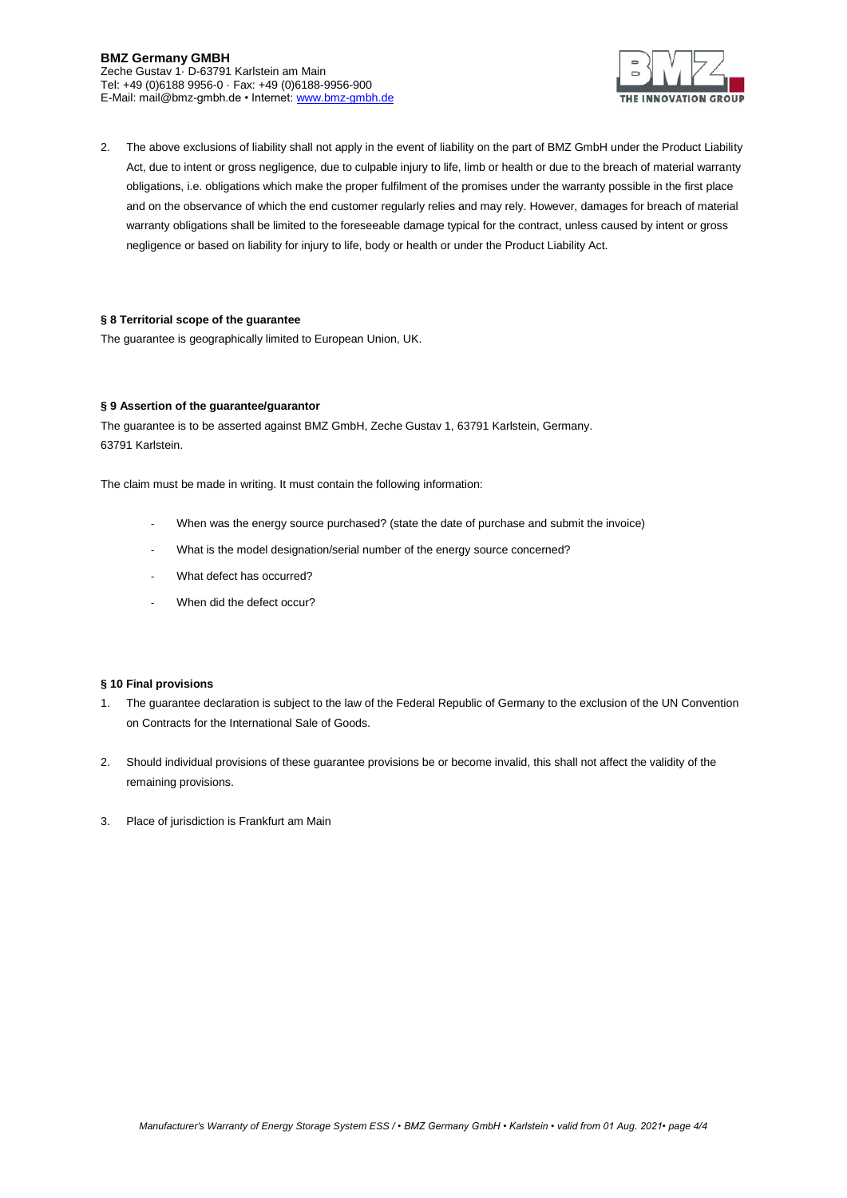2. The above exclusions of liability shall not apply in the event of liability on the part of BMZ GmbH under the Product Liability Act, due to intent or gross negligence, due to culpable injury to life, limb or health or due to the breach of material warranty obligations, i.e. obligations which make the proper fulfilment of the promises under the warranty possible in the first place and on the observance of which the end customer regularly relies and may rely. However, damages for breach of material warranty obligations shall be limited to the foreseeable damage typical for the contract, unless caused by intent or gross negligence or based on liability for injury to life, body or health or under the Product Liability Act.

**§ 8 Territorial scope of the guarantee**

The guarantee is geographically limited to European Union, UK.

**§ 9 Assertion of the guarantee/guarantor**

The guarantee is to be asserted against BMZ GmbH, Zeche Gustav 1, 63791 Karlstein, Germany.
63791 Karlstein.

The claim must be made in writing. It must contain the following information:

- When was the energy source purchased? (state the date of purchase and submit the invoice)
- What is the model designation/serial number of the energy source concerned?
- What defect has occurred?
- When did the defect occur?

**§ 10 Final provisions**

1. The guarantee declaration is subject to the law of the Federal Republic of Germany to the exclusion of the UN Convention on Contracts for the International Sale of Goods.
2. Should individual provisions of these guarantee provisions be or become invalid, this shall not affect the validity of the remaining provisions.
3. Place of jurisdiction is Frankfurt am Main